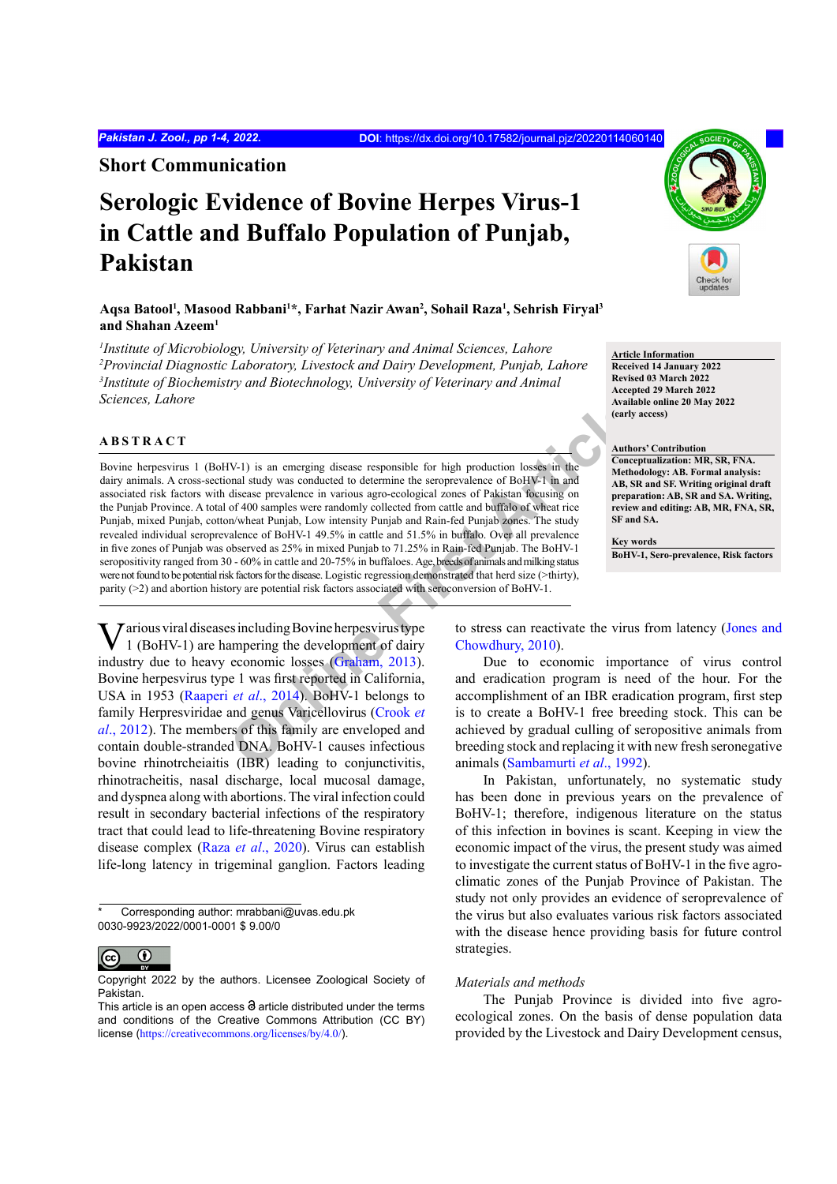## Short Communication

# Serologic Evidence of Bovine Herpes Virus-1 in Cattle and Buffalo Population of Punjab, Pakistan

**Aqsa Batool[1], Masood Rabbani[1]*, Farhat Nazir Awan[2], Sohail Raza[1], Sehrish Firyal[3] and Shahan Azeem[1]**

*[1]Institute of Microbiology, University of Veterinary and Animal Sciences, Lahore*
*[2]Provincial Diagnostic Laboratory, Livestock and Dairy Development, Punjab, Lahore*
*[3]Institute of Biochemistry and Biotechnology, University of Veterinary and Animal Sciences, Lahore*

**Article Information**
**Received 14 January 2022**
**Revised 03 March 2022**
**Accepted 29 March 2022**
**Available online 20 May 2022 (early access)**

**Authors' Contribution**
**Conceptualization: MR, SR, FNA. Methodology: AB. Formal analysis: AB, SR and SF. Writing original draft preparation: AB, SR and SA. Writing, review and editing: AB, MR, FNA, SR, SF and SA.**

**Key words**
**BoHV-1, Sero-prevalence, Risk factors**

## ABSTRACT

Bovine herpesvirus 1 (BoHV-1) is an emerging disease responsible for high production losses in the dairy animals. A cross-sectional study was conducted to determine the seroprevalence of BoHV-1 in and associated risk factors with disease prevalence in various agro-ecological zones of Pakistan focusing on the Punjab Province. A total of 400 samples were randomly collected from cattle and buffalo of wheat rice Punjab, mixed Punjab, cotton/wheat Punjab, Low intensity Punjab and Rain-fed Punjab zones. The study revealed individual seroprevalence of BoHV-1 49.5% in cattle and 51.5% in buffalo. Over all prevalence in five zones of Punjab was observed as 25% in mixed Punjab to 71.25% in Rain-fed Punjab. The BoHV-1 seropositivity ranged from 30 - 60% in cattle and 20-75% in buffaloes. Age, breeds of animals and milking status were not found to be potential risk factors for the disease. Logistic regression demonstrated that herd size (>thirty), parity (>2) and abortion history are potential risk factors associated with seroconversion of BoHV-1.

Various viral diseases including Bovine herpesvirus type 1 (BoHV-1) are hampering the development of dairy industry due to heavy economic losses (Graham, 2013). Bovine herpesvirus type 1 was first reported in California, USA in 1953 (Raaperi *et al*., 2014). BoHV-1 belongs to family Herpresviridae and genus Varicellovirus (Crook *et al*., 2012). The members of this family are enveloped and contain double-stranded DNA. BoHV-1 causes infectious bovine rhinotrcheiaitis (IBR) leading to conjunctivitis, rhinotracheitis, nasal discharge, local mucosal damage, and dyspnea along with abortions. The viral infection could result in secondary bacterial infections of the respiratory tract that could lead to life-threatening Bovine respiratory disease complex (Raza *et al*., 2020). Virus can establish life-long latency in trigeminal ganglion. Factors leading to stress can reactivate the virus from latency (Jones and Chowdhury, 2010).

Due to economic importance of virus control and eradication program is need of the hour. For the accomplishment of an IBR eradication program, first step is to create a BoHV-1 free breeding stock. This can be achieved by gradual culling of seropositive animals from breeding stock and replacing it with new fresh seronegative animals (Sambamurti *et al*., 1992).

In Pakistan, unfortunately, no systematic study has been done in previous years on the prevalence of BoHV-1; therefore, indigenous literature on the status of this infection in bovines is scant. Keeping in view the economic impact of the virus, the present study was aimed to investigate the current status of BoHV-1 in the five agro-climatic zones of the Punjab Province of Pakistan. The study not only provides an evidence of seroprevalence of the virus but also evaluates various risk factors associated with the disease hence providing basis for future control strategies.

*Materials and methods*

The Punjab Province is divided into five agro-ecological zones. On the basis of dense population data provided by the Livestock and Dairy Development census,

\* Corresponding author: mrabbani@uvas.edu.pk
0030-9923/2022/0001-0001 $ 9.00/0

Copyright 2022 by the authors. Licensee Zoological Society of Pakistan.
This article is an open access article distributed under the terms and conditions of the Creative Commons Attribution (CC BY) license (https://creativecommons.org/licenses/by/4.0/).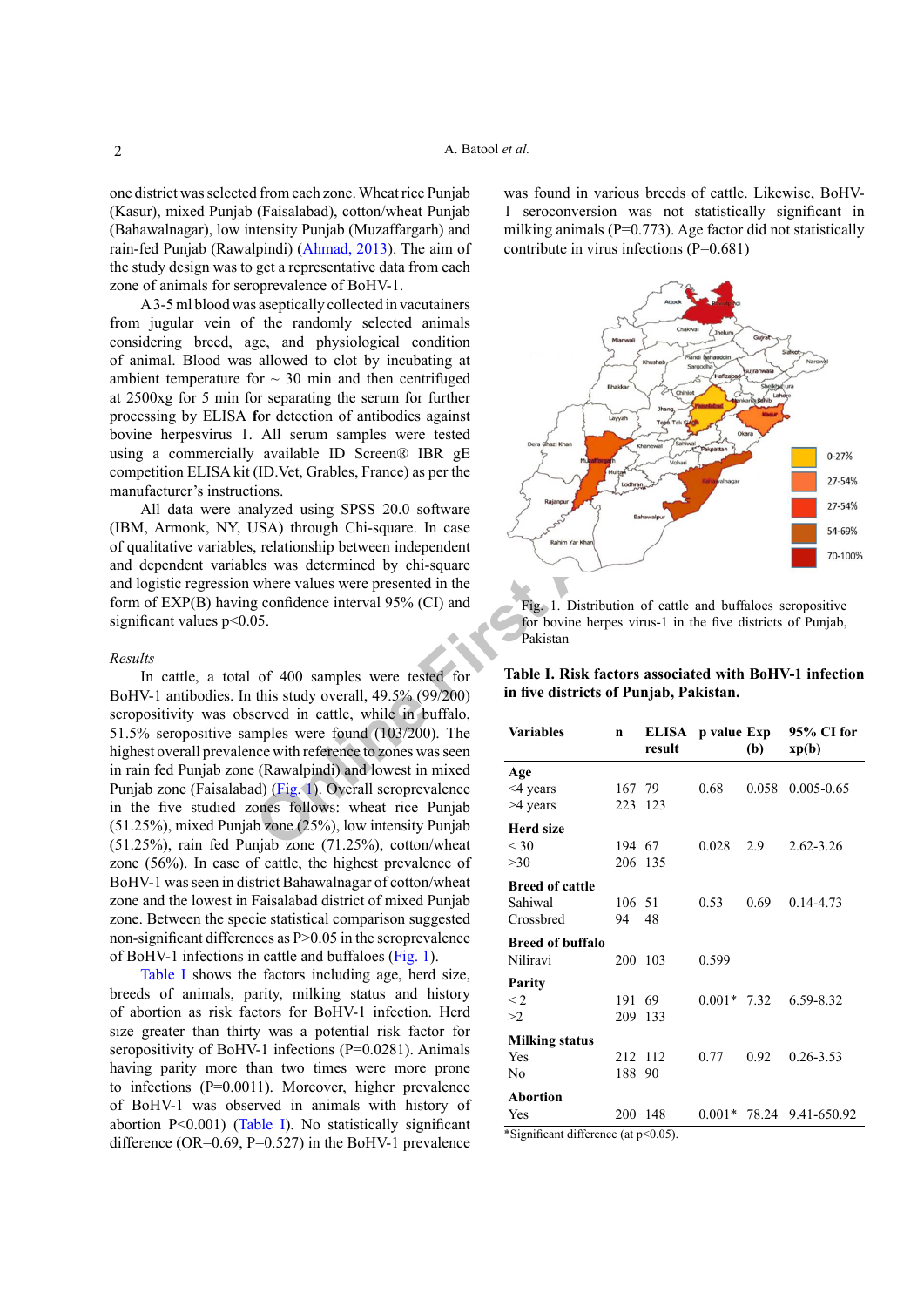one district was selected from each zone. Wheat rice Punjab (Kasur), mixed Punjab (Faisalabad), cotton/wheat Punjab (Bahawalnagar), low intensity Punjab (Muzaffargarh) and rain-fed Punjab (Rawalpindi) (Ahmad, 2013). The aim of the study design was to get a representative data from each zone of animals for seroprevalence of BoHV-1.

A 3-5 ml blood was aseptically collected in vacutainers from jugular vein of the randomly selected animals considering breed, age, and physiological condition of animal. Blood was allowed to clot by incubating at ambient temperature for ~ 30 min and then centrifuged at 2500xg for 5 min for separating the serum for further processing by ELISA for detection of antibodies against bovine herpesvirus 1. All serum samples were tested using a commercially available ID Screen® IBR gE competition ELISA kit (ID.Vet, Grables, France) as per the manufacturer's instructions.

All data were analyzed using SPSS 20.0 software (IBM, Armonk, NY, USA) through Chi-square. In case of qualitative variables, relationship between independent and dependent variables was determined by chi-square and logistic regression where values were presented in the form of EXP(B) having confidence interval 95% (CI) and significant values p<0.05.

*Results*

In cattle, a total of 400 samples were tested for BoHV-1 antibodies. In this study overall, 49.5% (99/200) seropositivity was observed in cattle, while in buffalo, 51.5% seropositive samples were found (103/200). The highest overall prevalence with reference to zones was seen in rain fed Punjab zone (Rawalpindi) and lowest in mixed Punjab zone (Faisalabad) (Fig. 1). Overall seroprevalence in the five studied zones follows: wheat rice Punjab (51.25%), mixed Punjab zone (25%), low intensity Punjab (51.25%), rain fed Punjab zone (71.25%), cotton/wheat zone (56%). In case of cattle, the highest prevalence of BoHV-1 was seen in district Bahawalnagar of cotton/wheat zone and the lowest in Faisalabad district of mixed Punjab zone. Between the specie statistical comparison suggested non-significant differences as P>0.05 in the seroprevalence of BoHV-1 infections in cattle and buffaloes (Fig. 1).

Table I shows the factors including age, herd size, breeds of animals, parity, milking status and history of abortion as risk factors for BoHV-1 infection. Herd size greater than thirty was a potential risk factor for seropositivity of BoHV-1 infections (P=0.0281). Animals having parity more than two times were more prone to infections (P=0.0011). Moreover, higher prevalence of BoHV-1 was observed in animals with history of abortion P<0.001) (Table I). No statistically significant difference (OR=0.69, P=0.527) in the BoHV-1 prevalence was found in various breeds of cattle. Likewise, BoHV-1 seroconversion was not statistically significant in milking animals (P=0.773). Age factor did not statistically contribute in virus infections (P=0.681)

Fig. 1. Distribution of cattle and buffaloes seropositive for bovine herpes virus-1 in the five districts of Punjab, Pakistan

**Table I. Risk factors associated with BoHV-1 infection in five districts of Punjab, Pakistan.**

| Variables | n | ELISA result | p value | Exp (b) | 95% CI for xp(b) |
|---|---|---|---|---|---|
| **Age** | | | | | |
| <4 years | 167 | 79 | 0.68 | 0.058 | 0.005-0.65 |
| >4 years | 223 | 123 | | | |
| **Herd size** | | | | | |
| < 30 | 194 | 67 | 0.028 | 2.9 | 2.62-3.26 |
| >30 | 206 | 135 | | | |
| **Breed of cattle** | | | | | |
| Sahiwal | 106 | 51 | 0.53 | 0.69 | 0.14-4.73 |
| Crossbred | 94 | 48 | | | |
| **Breed of buffalo** | | | | | |
| Niliravi | 200 | 103 | 0.599 | | |
| **Parity** | | | | | |
| < 2 | 191 | 69 | 0.001* | 7.32 | 6.59-8.32 |
| >2 | 209 | 133 | | | |
| **Milking status** | | | | | |
| Yes | 212 | 112 | 0.77 | 0.92 | 0.26-3.53 |
| No | 188 | 90 | | | |
| **Abortion** | | | | | |
| Yes | 200 | 148 | 0.001* | 78.24 | 9.41-650.92 |

*Significant difference (at p<0.05).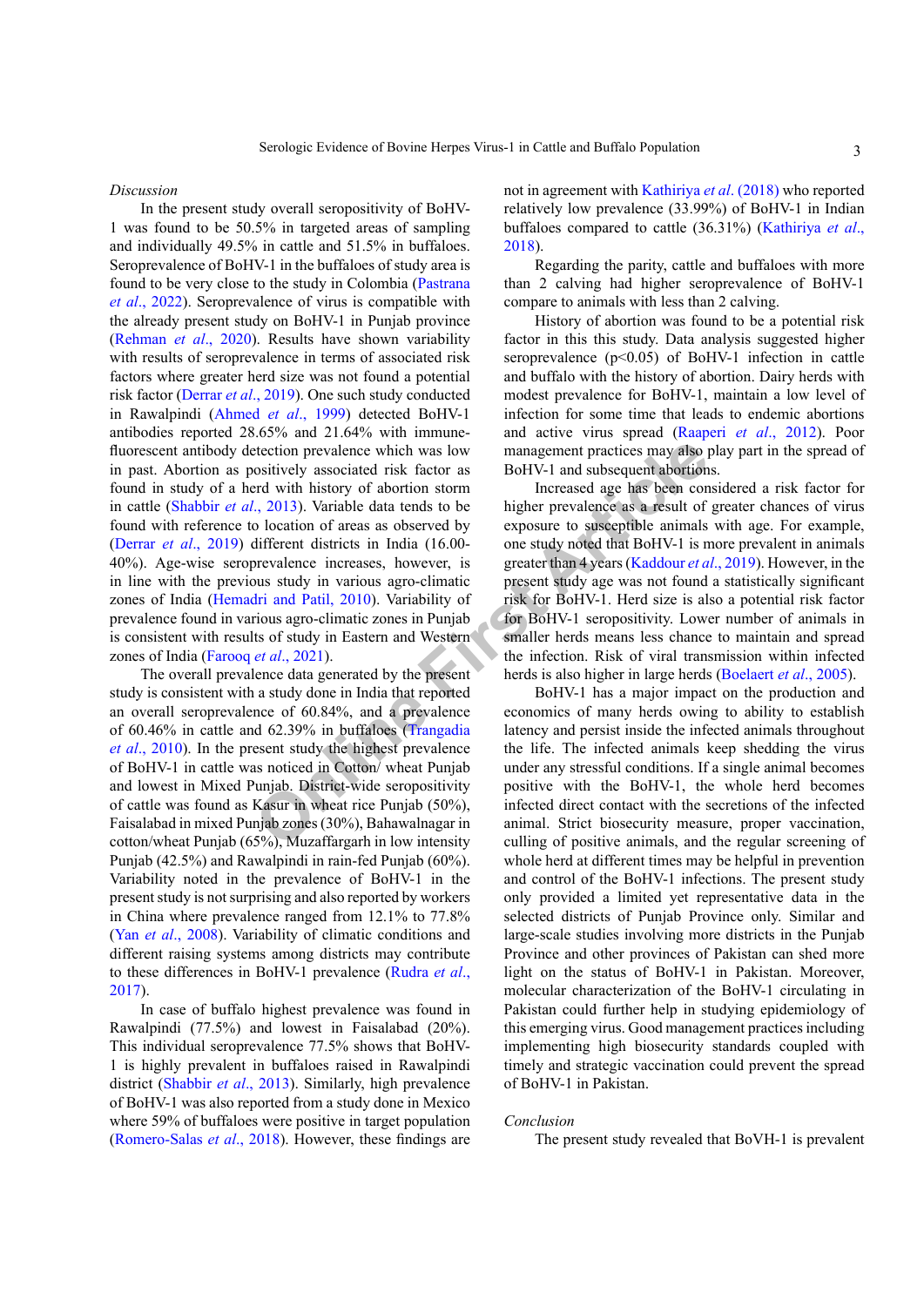*Discussion*

In the present study overall seropositivity of BoHV-1 was found to be 50.5% in targeted areas of sampling and individually 49.5% in cattle and 51.5% in buffaloes. Seroprevalence of BoHV-1 in the buffaloes of study area is found to be very close to the study in Colombia (Pastrana *et al*., 2022). Seroprevalence of virus is compatible with the already present study on BoHV-1 in Punjab province (Rehman *et al*., 2020). Results have shown variability with results of seroprevalence in terms of associated risk factors where greater herd size was not found a potential risk factor (Derrar *et al*., 2019). One such study conducted in Rawalpindi (Ahmed *et al*., 1999) detected BoHV-1 antibodies reported 28.65% and 21.64% with immune-fluorescent antibody detection prevalence which was low in past. Abortion as positively associated risk factor as found in study of a herd with history of abortion storm in cattle (Shabbir *et al*., 2013). Variable data tends to be found with reference to location of areas as observed by (Derrar *et al*., 2019) different districts in India (16.00-40%). Age-wise seroprevalence increases, however, is in line with the previous study in various agro-climatic zones of India (Hemadri and Patil, 2010). Variability of prevalence found in various agro-climatic zones in Punjab is consistent with results of study in Eastern and Western zones of India (Farooq *et al*., 2021).

The overall prevalence data generated by the present study is consistent with a study done in India that reported an overall seroprevalence of 60.84%, and a prevalence of 60.46% in cattle and 62.39% in buffaloes (Trangadia *et al*., 2010). In the present study the highest prevalence of BoHV-1 in cattle was noticed in Cotton/ wheat Punjab and lowest in Mixed Punjab. District-wide seropositivity of cattle was found as Kasur in wheat rice Punjab (50%), Faisalabad in mixed Punjab zones (30%), Bahawalnagar in cotton/wheat Punjab (65%), Muzaffargarh in low intensity Punjab (42.5%) and Rawalpindi in rain-fed Punjab (60%). Variability noted in the prevalence of BoHV-1 in the present study is not surprising and also reported by workers in China where prevalence ranged from 12.1% to 77.8% (Yan *et al*., 2008). Variability of climatic conditions and different raising systems among districts may contribute to these differences in BoHV-1 prevalence (Rudra *et al*., 2017).

In case of buffalo highest prevalence was found in Rawalpindi (77.5%) and lowest in Faisalabad (20%). This individual seroprevalence 77.5% shows that BoHV-1 is highly prevalent in buffaloes raised in Rawalpindi district (Shabbir *et al*., 2013). Similarly, high prevalence of BoHV-1 was also reported from a study done in Mexico where 59% of buffaloes were positive in target population (Romero-Salas *et al*., 2018). However, these findings are not in agreement with Kathiriya *et al*. (2018) who reported relatively low prevalence (33.99%) of BoHV-1 in Indian buffaloes compared to cattle (36.31%) (Kathiriya *et al*., 2018).

Regarding the parity, cattle and buffaloes with more than 2 calving had higher seroprevalence of BoHV-1 compare to animals with less than 2 calving.

History of abortion was found to be a potential risk factor in this study. Data analysis suggested higher seroprevalence ($p<0.05$) of BoHV-1 infection in cattle and buffalo with the history of abortion. Dairy herds with modest prevalence for BoHV-1, maintain a low level of infection for some time that leads to endemic abortions and active virus spread (Raaperi *et al*., 2012). Poor management practices may also play part in the spread of BoHV-1 and subsequent abortions.

Increased age has been considered a risk factor for higher prevalence as a result of greater chances of virus exposure to susceptible animals with age. For example, one study noted that BoHV-1 is more prevalent in animals greater than 4 years (Kaddour *et al*., 2019). However, in the present study age was not found a statistically significant risk for BoHV-1. Herd size is also a potential risk factor for BoHV-1 seropositivity. Lower number of animals in smaller herds means less chance to maintain and spread the infection. Risk of viral transmission within infected herds is also higher in large herds (Boelaert *et al*., 2005).

BoHV-1 has a major impact on the production and economics of many herds owing to ability to establish latency and persist inside the infected animals throughout the life. The infected animals keep shedding the virus under any stressful conditions. If a single animal becomes positive with the BoHV-1, the whole herd becomes infected direct contact with the secretions of the infected animal. Strict biosecurity measure, proper vaccination, culling of positive animals, and the regular screening of whole herd at different times may be helpful in prevention and control of the BoHV-1 infections. The present study only provided a limited yet representative data in the selected districts of Punjab Province only. Similar and large-scale studies involving more districts in the Punjab Province and other provinces of Pakistan can shed more light on the status of BoHV-1 in Pakistan. Moreover, molecular characterization of the BoHV-1 circulating in Pakistan could further help in studying epidemiology of this emerging virus. Good management practices including implementing high biosecurity standards coupled with timely and strategic vaccination could prevent the spread of BoHV-1 in Pakistan.

*Conclusion*

The present study revealed that BoVH-1 is prevalent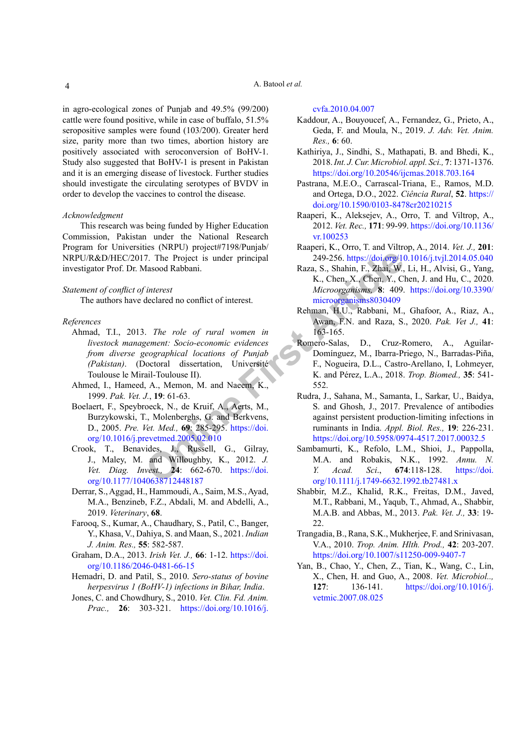in agro-ecological zones of Punjab and 49.5% (99/200) cattle were found positive, while in case of buffalo, 51.5% seropositive samples were found (103/200). Greater herd size, parity more than two times, abortion history are positively associated with seroconversion of BoHV-1. Study also suggested that BoHV-1 is present in Pakistan and it is an emerging disease of livestock. Further studies should investigate the circulating serotypes of BVDV in order to develop the vaccines to control the disease.

*Acknowledgment*

This research was being funded by Higher Education Commission, Pakistan under the National Research Program for Universities (NRPU) project#7198/Punjab/NRPU/R&D/HEC/2017. The Project is under principal investigator Prof. Dr. Masood Rabbani.

*Statement of conflict of interest*

The authors have declared no conflict of interest.

*References*

Ahmad, T.I., 2013. *The role of rural women in livestock management: Socio-economic evidences from diverse geographical locations of Punjab (Pakistan)*. (Doctoral dissertation, Université Toulouse le Mirail-Toulouse II).

Ahmed, I., Hameed, A., Memon, M. and Naeem, K., 1999. *Pak. Vet. J.*, **19**: 61-63.

Boelaert, F., Speybroeck, N., de Kruif, A., Aerts, M., Burzykowski, T., Molenberghs, G. and Berkvens, D., 2005. *Pre. Vet. Med.*, **69**: 285-295. https://doi.org/10.1016/j.prevetmed.2005.02.010

Crook, T., Benavides, J., Russell, G., Gilray, J., Maley, M. and Willoughby, K., 2012. *J. Vet. Diag. Invest.*, **24**: 662-670. https://doi.org/10.1177/1040638712448187

Derrar, S., Aggad, H., Hammoudi, A., Saim, M.S., Ayad, M.A., Benzineb, F.Z., Abdali, M. and Abdelli, A., 2019. *Veterinary*, **68**.

Farooq, S., Kumar, A., Chaudhary, S., Patil, C., Banger, Y., Khasa, V., Dahiya, S. and Maan, S., 2021. *Indian J. Anim. Res.*, **55**: 582-587.

Graham, D.A., 2013. *Irish Vet. J.*, **66**: 1-12. https://doi.org/10.1186/2046-0481-66-15

Hemadri, D. and Patil, S., 2010. *Sero-status of bovine herpesvirus 1 (BoHV-1) infections in Bihar, India*.

Jones, C. and Chowdhury, S., 2010. *Vet. Clin. Fd. Anim. Prac.*, **26**: 303-321. https://doi.org/10.1016/j.cvfa.2010.04.007

Kaddour, A., Bouyoucef, A., Fernandez, G., Prieto, A., Geda, F. and Moula, N., 2019. *J. Adv. Vet. Anim. Res.*, **6**: 60.

Kathiriya, J., Sindhi, S., Mathapati, B. and Bhedi, K., 2018. *Int. J. Cur. Microbiol. appl. Sci.*, **7**: 1371-1376. https://doi.org/10.20546/ijcmas.2018.703.164

Pastrana, M.E.O., Carrascal-Triana, E., Ramos, M.D. and Ortega, D.O., 2022. *Ciência Rural*, **52**. https://doi.org/10.1590/0103-8478cr20210215

Raaperi, K., Aleksejev, A., Orro, T. and Viltrop, A., 2012. *Vet. Rec.*, **171**: 99-99. https://doi.org/10.1136/vr.100253

Raaperi, K., Orro, T. and Viltrop, A., 2014. *Vet. J.*, **201**: 249-256. https://doi.org/10.1016/j.tvjl.2014.05.040

Raza, S., Shahin, F., Zhai, W., Li, H., Alvisi, G., Yang, K., Chen, X., Chen, Y., Chen, J. and Hu, C., 2020. *Microorganisms*, **8**: 409. https://doi.org/10.3390/microorganisms8030409

Rehman, H.U., Rabbani, M., Ghafoor, A., Riaz, A., Awan, F.N. and Raza, S., 2020. *Pak. Vet J.*, **41**: 163-165.

Romero-Salas, D., Cruz-Romero, A., Aguilar-Domínguez, M., Ibarra-Priego, N., Barradas-Piña, F., Nogueira, D.L., Castro-Arellano, I, Lohmeyer, K. and Pérez, L.A., 2018. *Trop. Biomed.*, **35**: 541-552.

Rudra, J., Sahana, M., Samanta, I., Sarkar, U., Baidya, S. and Ghosh, J., 2017. Prevalence of antibodies against persistent production-limiting infections in ruminants in India. *Appl. Biol. Res.*, **19**: 226-231. https://doi.org/10.5958/0974-4517.2017.00032.5

Sambamurti, K., Refolo, L.M., Shioi, J., Pappolla, M.A. and Robakis, N.K., 1992. *Annu. N. Y. Acad. Sci.*, **674**:118-128. https://doi.org/10.1111/j.1749-6632.1992.tb27481.x

Shabbir, M.Z., Khalid, R.K., Freitas, D.M., Javed, M.T., Rabbani, M., Yaqub, T., Ahmad, A., Shabbir, M.A.B. and Abbas, M., 2013. *Pak. Vet. J.*, **33**: 19-22.

Trangadia, B., Rana, S.K., Mukherjee, F. and Srinivasan, V.A., 2010. *Trop. Anim. Hlth. Prod.*, **42**: 203-207. https://doi.org/10.1007/s11250-009-9407-7

Yan, B., Chao, Y., Chen, Z., Tian, K., Wang, C., Lin, X., Chen, H. and Guo, A., 2008. *Vet. Microbiol.*, **127**: 136-141. https://doi.org/10.1016/j.vetmic.2007.08.025